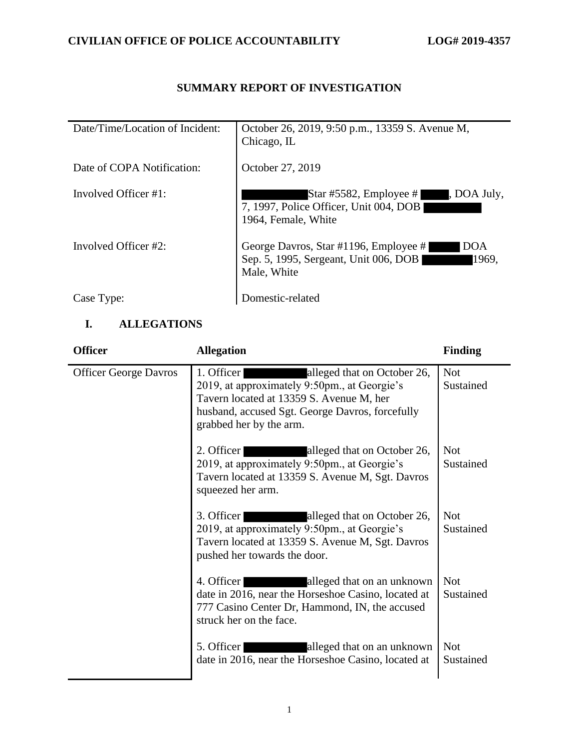**CIVILIAN OFFICE OF POLICE ACCOUNTABILITY** **LOG# 2019-4357**

# SUMMARY REPORT OF INVESTIGATION

| | |
|---|---|
| Date/Time/Location of Incident: | October 26, 2019, 9:50 p.m., 13359 S. Avenue M, Chicago, IL |
| Date of COPA Notification: | October 27, 2019 |
| Involved Officer #1: | Star #5582, Employee # , DOA July, 7, 1997, Police Officer, Unit 004, DOB 1964, Female, White |
| Involved Officer #2: | George Davros, Star #1196, Employee # DOA Sep. 5, 1995, Sergeant, Unit 006, DOB 1969, Male, White |
| Case Type: | Domestic-related |

## I. ALLEGATIONS

| Officer | Allegation | Finding |
|---|---|---|
| Officer George Davros | 1. Officer alleged that on October 26, 2019, at approximately 9:50pm., at Georgie's Tavern located at 13359 S. Avenue M, her husband, accused Sgt. George Davros, forcefully grabbed her by the arm. | Not Sustained |
| | 2. Officer alleged that on October 26, 2019, at approximately 9:50pm., at Georgie's Tavern located at 13359 S. Avenue M, Sgt. Davros squeezed her arm. | Not Sustained |
| | 3. Officer alleged that on October 26, 2019, at approximately 9:50pm., at Georgie's Tavern located at 13359 S. Avenue M, Sgt. Davros pushed her towards the door. | Not Sustained |
| | 4. Officer alleged that on an unknown date in 2016, near the Horseshoe Casino, located at 777 Casino Center Dr, Hammond, IN, the accused struck her on the face. | Not Sustained |
| | 5. Officer alleged that on an unknown date in 2016, near the Horseshoe Casino, located at | Not Sustained |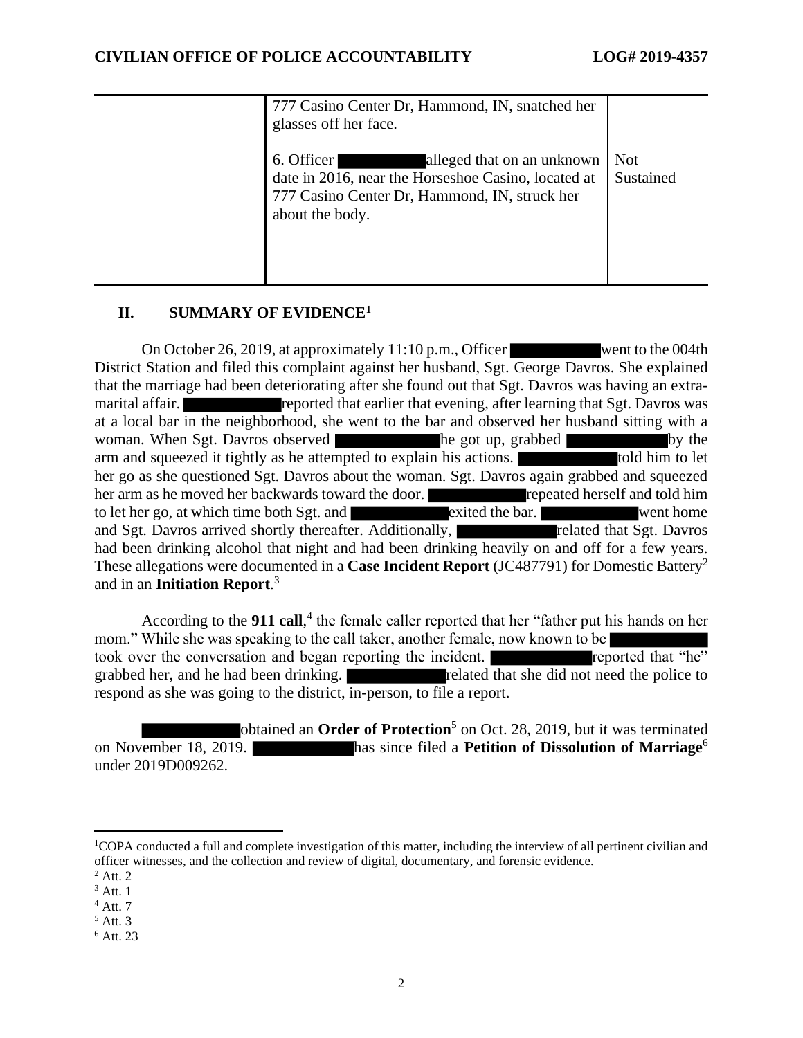| | | |
|---|---|---|
| | 777 Casino Center Dr, Hammond, IN, snatched her glasses off her face.<br><br>6. Officer ████████ alleged that on an unknown date in 2016, near the Horseshoe Casino, located at 777 Casino Center Dr, Hammond, IN, struck her about the body. | Not Sustained |

## II. SUMMARY OF EVIDENCE[1]

On October 26, 2019, at approximately 11:10 p.m., Officer ████████ went to the 004th District Station and filed this complaint against her husband, Sgt. George Davros. She explained that the marriage had been deteriorating after she found out that Sgt. Davros was having an extra-marital affair. ████████ reported that earlier that evening, after learning that Sgt. Davros was at a local bar in the neighborhood, she went to the bar and observed her husband sitting with a woman. When Sgt. Davros observed ████████ he got up, grabbed ████████ by the arm and squeezed it tightly as he attempted to explain his actions. ████████ told him to let her go as she questioned Sgt. Davros about the woman. Sgt. Davros again grabbed and squeezed her arm as he moved her backwards toward the door. ████████ repeated herself and told him to let her go, at which time both Sgt. and ████████ exited the bar. ████████ went home and Sgt. Davros arrived shortly thereafter. Additionally, ████████ related that Sgt. Davros had been drinking alcohol that night and had been drinking heavily on and off for a few years. These allegations were documented in a **Case Incident Report** (JC487791) for Domestic Battery[2] and in an **Initiation Report**.[3]

According to the **911 call**,[4] the female caller reported that her "father put his hands on her mom." While she was speaking to the call taker, another female, now known to be ████████ took over the conversation and began reporting the incident. ████████ reported that "he" grabbed her, and he had been drinking. ████████ related that she did not need the police to respond as she was going to the district, in-person, to file a report.

████████ obtained an **Order of Protection**[5] on Oct. 28, 2019, but it was terminated on November 18, 2019. ████████ has since filed a **Petition of Dissolution of Marriage**[6] under 2019D009262.

---

[1] COPA conducted a full and complete investigation of this matter, including the interview of all pertinent civilian and officer witnesses, and the collection and review of digital, documentary, and forensic evidence.

[2] Att. 2

[3] Att. 1

[4] Att. 7

[5] Att. 3

[6] Att. 23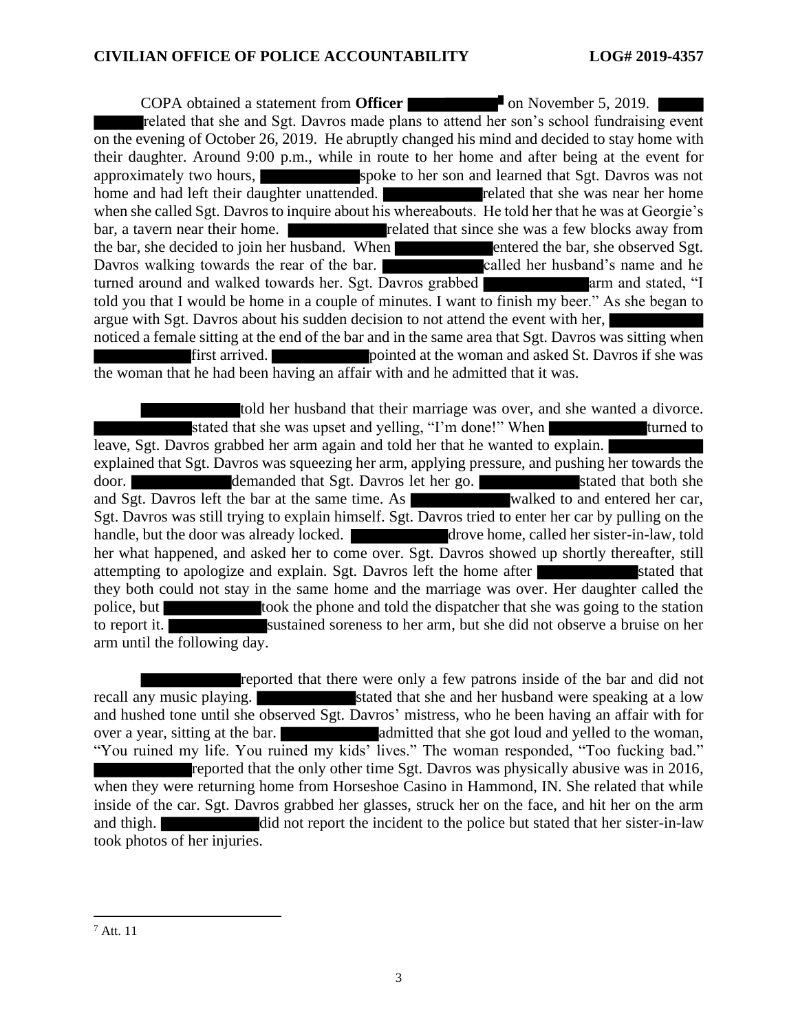COPA obtained a statement from **Officer** [7] on November 5, 2019. related that she and Sgt. Davros made plans to attend her son's school fundraising event on the evening of October 26, 2019. He abruptly changed his mind and decided to stay home with their daughter. Around 9:00 p.m., while in route to her home and after being at the event for approximately two hours, spoke to her son and learned that Sgt. Davros was not home and had left their daughter unattended. related that she was near her home when she called Sgt. Davros to inquire about his whereabouts. He told her that he was at Georgie's bar, a tavern near their home. related that since she was a few blocks away from the bar, she decided to join her husband. When entered the bar, she observed Sgt. Davros walking towards the rear of the bar. called her husband's name and he turned around and walked towards her. Sgt. Davros grabbed arm and stated, "I told you that I would be home in a couple of minutes. I want to finish my beer." As she began to argue with Sgt. Davros about his sudden decision to not attend the event with her, noticed a female sitting at the end of the bar and in the same area that Sgt. Davros was sitting when first arrived. pointed at the woman and asked St. Davros if she was the woman that he had been having an affair with and he admitted that it was.

told her husband that their marriage was over, and she wanted a divorce. stated that she was upset and yelling, "I'm done!" When turned to leave, Sgt. Davros grabbed her arm again and told her that he wanted to explain. explained that Sgt. Davros was squeezing her arm, applying pressure, and pushing her towards the door. demanded that Sgt. Davros let her go. stated that both she and Sgt. Davros left the bar at the same time. As walked to and entered her car, Sgt. Davros was still trying to explain himself. Sgt. Davros tried to enter her car by pulling on the handle, but the door was already locked. drove home, called her sister-in-law, told her what happened, and asked her to come over. Sgt. Davros showed up shortly thereafter, still attempting to apologize and explain. Sgt. Davros left the home after stated that they both could not stay in the same home and the marriage was over. Her daughter called the police, but took the phone and told the dispatcher that she was going to the station to report it. sustained soreness to her arm, but she did not observe a bruise on her arm until the following day.

reported that there were only a few patrons inside of the bar and did not recall any music playing. stated that she and her husband were speaking at a low and hushed tone until she observed Sgt. Davros' mistress, who he been having an affair with for over a year, sitting at the bar. admitted that she got loud and yelled to the woman, "You ruined my life. You ruined my kids' lives." The woman responded, "Too fucking bad." reported that the only other time Sgt. Davros was physically abusive was in 2016, when they were returning home from Horseshoe Casino in Hammond, IN. She related that while inside of the car. Sgt. Davros grabbed her glasses, struck her on the face, and hit her on the arm and thigh. did not report the incident to the police but stated that her sister-in-law took photos of her injuries.

---

[7] Att. 11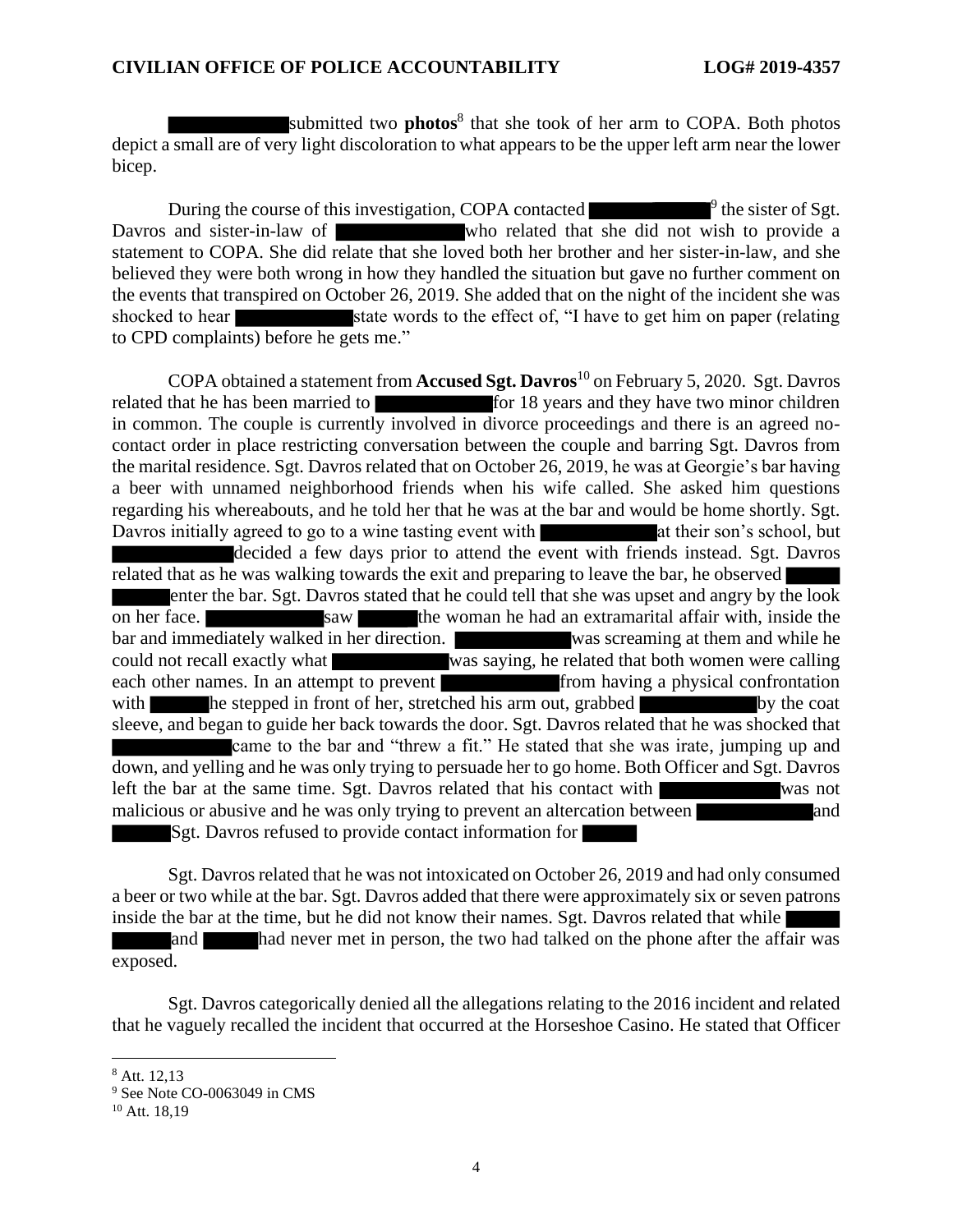submitted two **photos**[8] that she took of her arm to COPA. Both photos depict a small are of very light discoloration to what appears to be the upper left arm near the lower bicep.

During the course of this investigation, COPA contacted [9] the sister of Sgt. Davros and sister-in-law of who related that she did not wish to provide a statement to COPA. She did relate that she loved both her brother and her sister-in-law, and she believed they were both wrong in how they handled the situation but gave no further comment on the events that transpired on October 26, 2019. She added that on the night of the incident she was shocked to hear state words to the effect of, "I have to get him on paper (relating to CPD complaints) before he gets me."

COPA obtained a statement from **Accused Sgt. Davros**[10] on February 5, 2020. Sgt. Davros related that he has been married to for 18 years and they have two minor children in common. The couple is currently involved in divorce proceedings and there is an agreed no-contact order in place restricting conversation between the couple and barring Sgt. Davros from the marital residence. Sgt. Davros related that on October 26, 2019, he was at Georgie's bar having a beer with unnamed neighborhood friends when his wife called. She asked him questions regarding his whereabouts, and he told her that he was at the bar and would be home shortly. Sgt. Davros initially agreed to go to a wine tasting event with at their son's school, but decided a few days prior to attend the event with friends instead. Sgt. Davros related that as he was walking towards the exit and preparing to leave the bar, he observed enter the bar. Sgt. Davros stated that he could tell that she was upset and angry by the look on her face. saw the woman he had an extramarital affair with, inside the bar and immediately walked in her direction. was screaming at them and while he could not recall exactly what was saying, he related that both women were calling each other names. In an attempt to prevent from having a physical confrontation with he stepped in front of her, stretched his arm out, grabbed by the coat sleeve, and began to guide her back towards the door. Sgt. Davros related that he was shocked that came to the bar and "threw a fit." He stated that she was irate, jumping up and down, and yelling and he was only trying to persuade her to go home. Both Officer and Sgt. Davros left the bar at the same time. Sgt. Davros related that his contact with was not malicious or abusive and he was only trying to prevent an altercation between and Sgt. Davros refused to provide contact information for

Sgt. Davros related that he was not intoxicated on October 26, 2019 and had only consumed a beer or two while at the bar. Sgt. Davros added that there were approximately six or seven patrons inside the bar at the time, but he did not know their names. Sgt. Davros related that while and had never met in person, the two had talked on the phone after the affair was exposed.

Sgt. Davros categorically denied all the allegations relating to the 2016 incident and related that he vaguely recalled the incident that occurred at the Horseshoe Casino. He stated that Officer

[8] Att. 12,13

[9] See Note CO-0063049 in CMS

[10] Att. 18,19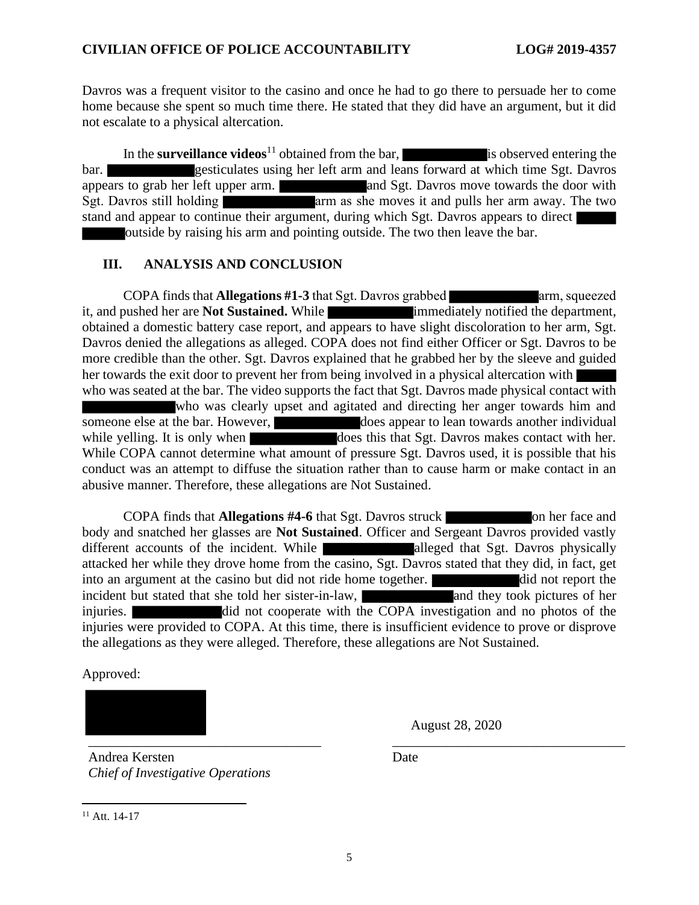Davros was a frequent visitor to the casino and once he had to go there to persuade her to come home because she spent so much time there. He stated that they did have an argument, but it did not escalate to a physical altercation.

In the **surveillance videos**[11] obtained from the bar, ██████ is observed entering the bar. ██████ gesticulates using her left arm and leans forward at which time Sgt. Davros appears to grab her left upper arm. ██████ and Sgt. Davros move towards the door with Sgt. Davros still holding ██████ arm as she moves it and pulls her arm away. The two stand and appear to continue their argument, during which Sgt. Davros appears to direct ██████ outside by raising his arm and pointing outside. The two then leave the bar.

## III. ANALYSIS AND CONCLUSION

COPA finds that **Allegations #1-3** that Sgt. Davros grabbed ██████ arm, squeezed it, and pushed her are **Not Sustained.** While ██████ immediately notified the department, obtained a domestic battery case report, and appears to have slight discoloration to her arm, Sgt. Davros denied the allegations as alleged. COPA does not find either Officer or Sgt. Davros to be more credible than the other. Sgt. Davros explained that he grabbed her by the sleeve and guided her towards the exit door to prevent her from being involved in a physical altercation with ██████ who was seated at the bar. The video supports the fact that Sgt. Davros made physical contact with ██████ who was clearly upset and agitated and directing her anger towards him and someone else at the bar. However, ██████ does appear to lean towards another individual while yelling. It is only when ██████ does this that Sgt. Davros makes contact with her. While COPA cannot determine what amount of pressure Sgt. Davros used, it is possible that his conduct was an attempt to diffuse the situation rather than to cause harm or make contact in an abusive manner. Therefore, these allegations are Not Sustained.

COPA finds that **Allegations #4-6** that Sgt. Davros struck ██████ on her face and body and snatched her glasses are **Not Sustained**. Officer and Sergeant Davros provided vastly different accounts of the incident. While ██████ alleged that Sgt. Davros physically attacked her while they drove home from the casino, Sgt. Davros stated that they did, in fact, get into an argument at the casino but did not ride home together. ██████ did not report the incident but stated that she told her sister-in-law, ██████ and they took pictures of her injuries. ██████ did not cooperate with the COPA investigation and no photos of the injuries were provided to COPA. At this time, there is insufficient evidence to prove or disprove the allegations as they were alleged. Therefore, these allegations are Not Sustained.

Approved:

██████

\_\_\_\_\_\_\_\_\_\_\_\_\_\_\_\_\_\_\_\_\_\_\_\_\_\_\_\_\_\_\_\_\_\_
Andrea Kersten
*Chief of Investigative Operations*

August 28, 2020
\_\_\_\_\_\_\_\_\_\_\_\_\_\_\_\_\_\_\_\_\_\_\_\_\_\_\_\_\_\_\_\_\_\_
Date

---

[11] Att. 14-17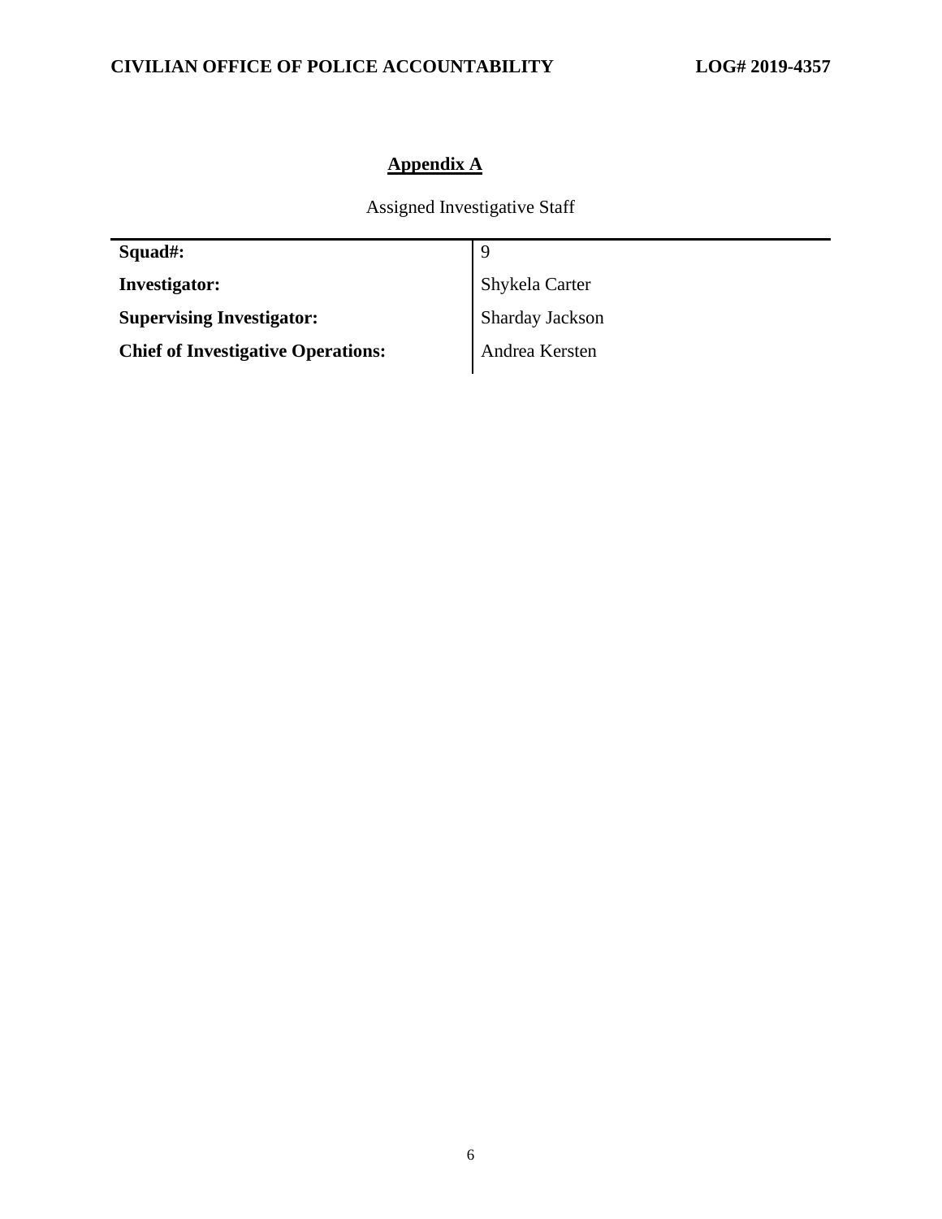## Appendix A

Assigned Investigative Staff

| | |
|---|---|
| **Squad#:** | 9 |
| **Investigator:** | Shykela Carter |
| **Supervising Investigator:** | Sharday Jackson |
| **Chief of Investigative Operations:** | Andrea Kersten |